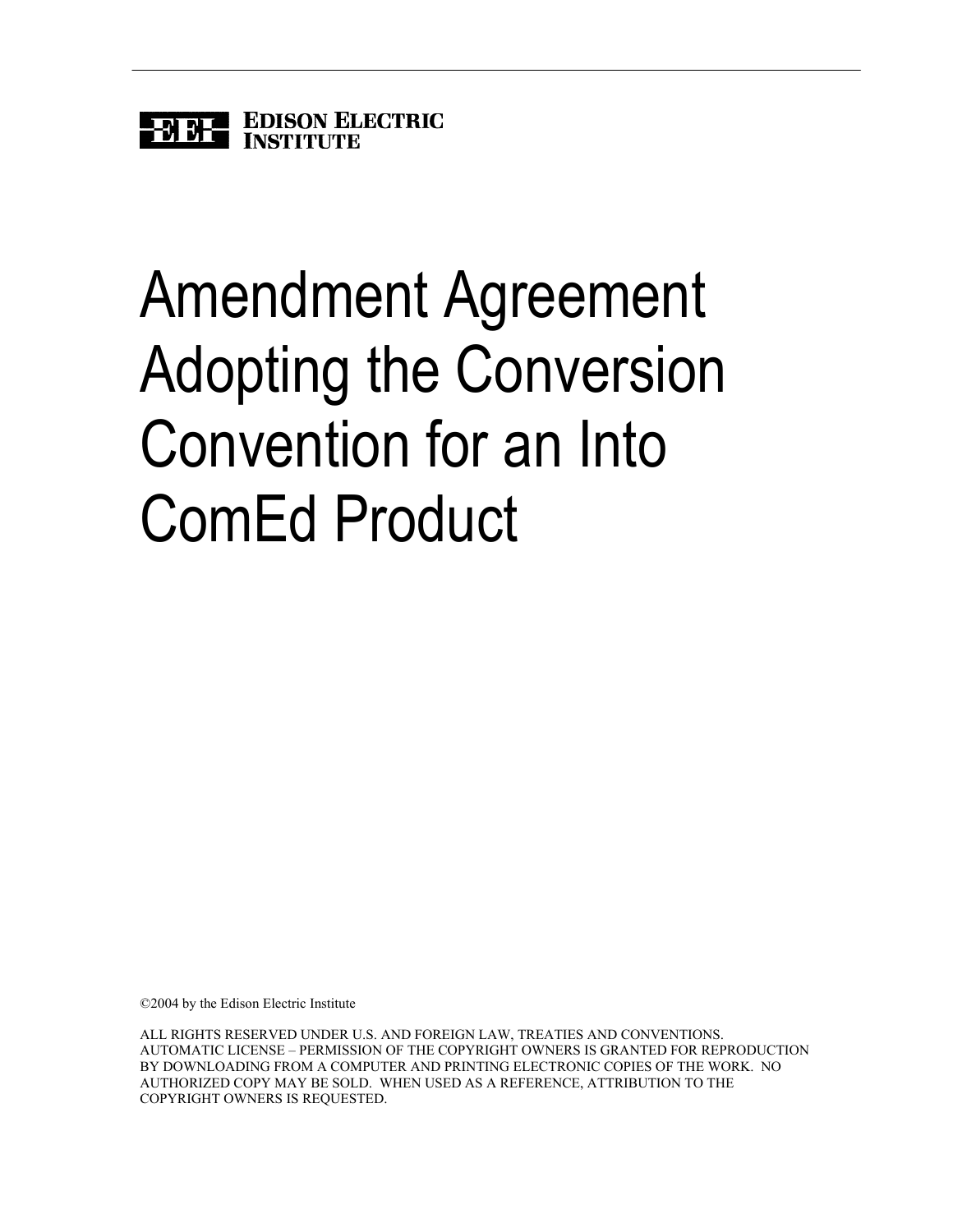EEI EDISON ELECTRIC INSTITUTE

# Amendment Agreement Adopting the Conversion Convention for an Into ComEd Product

©2004 by the Edison Electric Institute

ALL RIGHTS RESERVED UNDER U.S. AND FOREIGN LAW, TREATIES AND CONVENTIONS. AUTOMATIC LICENSE – PERMISSION OF THE COPYRIGHT OWNERS IS GRANTED FOR REPRODUCTION BY DOWNLOADING FROM A COMPUTER AND PRINTING ELECTRONIC COPIES OF THE WORK. NO AUTHORIZED COPY MAY BE SOLD. WHEN USED AS A REFERENCE, ATTRIBUTION TO THE COPYRIGHT OWNERS IS REQUESTED.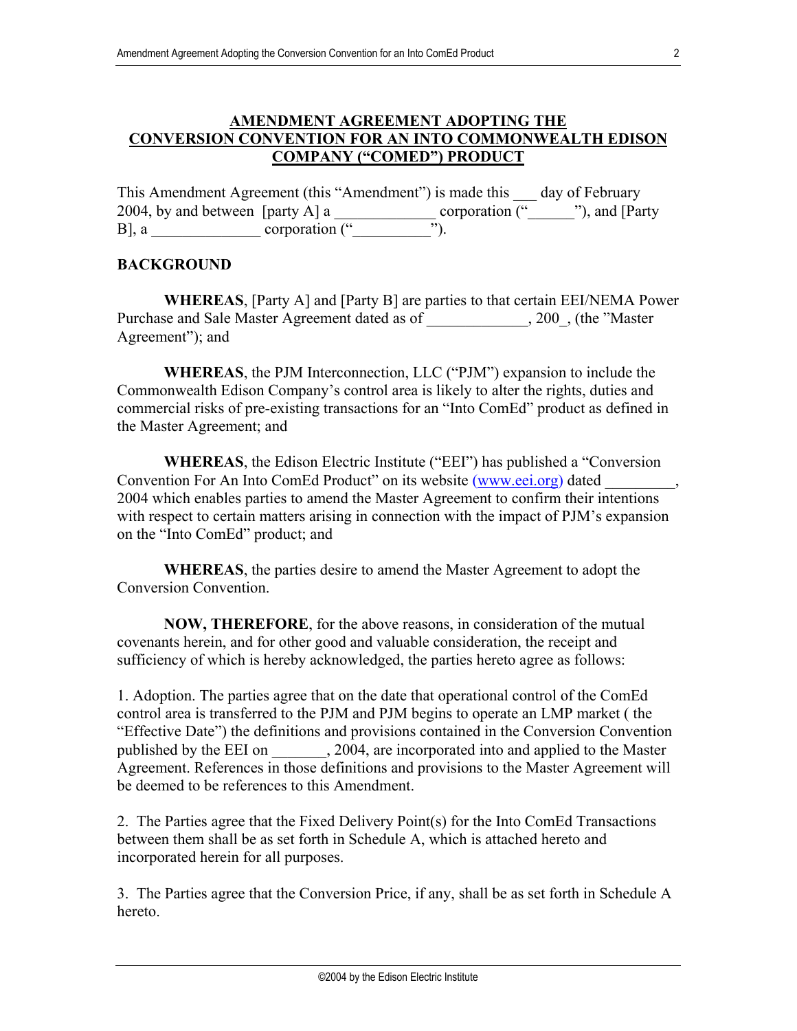## AMENDMENT AGREEMENT ADOPTING THE CONVERSION CONVENTION FOR AN INTO COMMONWEALTH EDISON COMPANY ("COMED") PRODUCT

This Amendment Agreement (this "Amendment") is made this ___ day of February 2004, by and between [party A] a _____________ corporation ("______"), and [Party B], a ______________ corporation ("__________").

**BACKGROUND**

**WHEREAS**, [Party A] and [Party B] are parties to that certain EEI/NEMA Power Purchase and Sale Master Agreement dated as of _____________, 200_, (the "Master Agreement"); and

**WHEREAS**, the PJM Interconnection, LLC ("PJM") expansion to include the Commonwealth Edison Company's control area is likely to alter the rights, duties and commercial risks of pre-existing transactions for an "Into ComEd" product as defined in the Master Agreement; and

**WHEREAS**, the Edison Electric Institute ("EEI") has published a "Conversion Convention For An Into ComEd Product" on its website (www.eei.org) dated _________, 2004 which enables parties to amend the Master Agreement to confirm their intentions with respect to certain matters arising in connection with the impact of PJM's expansion on the "Into ComEd" product; and

**WHEREAS**, the parties desire to amend the Master Agreement to adopt the Conversion Convention.

**NOW, THEREFORE**, for the above reasons, in consideration of the mutual covenants herein, and for other good and valuable consideration, the receipt and sufficiency of which is hereby acknowledged, the parties hereto agree as follows:

1. Adoption. The parties agree that on the date that operational control of the ComEd control area is transferred to the PJM and PJM begins to operate an LMP market ( the "Effective Date") the definitions and provisions contained in the Conversion Convention published by the EEI on _______, 2004, are incorporated into and applied to the Master Agreement. References in those definitions and provisions to the Master Agreement will be deemed to be references to this Amendment.

2. The Parties agree that the Fixed Delivery Point(s) for the Into ComEd Transactions between them shall be as set forth in Schedule A, which is attached hereto and incorporated herein for all purposes.

3. The Parties agree that the Conversion Price, if any, shall be as set forth in Schedule A hereto.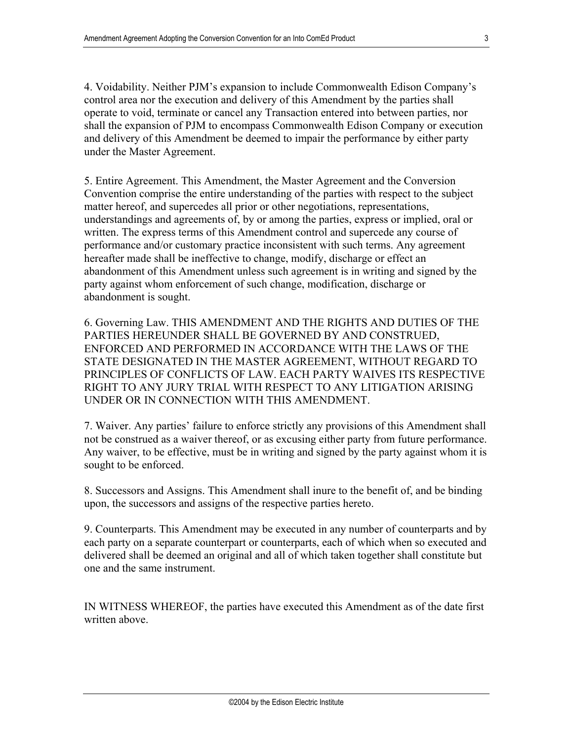4. Voidability. Neither PJM's expansion to include Commonwealth Edison Company's control area nor the execution and delivery of this Amendment by the parties shall operate to void, terminate or cancel any Transaction entered into between parties, nor shall the expansion of PJM to encompass Commonwealth Edison Company or execution and delivery of this Amendment be deemed to impair the performance by either party under the Master Agreement.

5. Entire Agreement. This Amendment, the Master Agreement and the Conversion Convention comprise the entire understanding of the parties with respect to the subject matter hereof, and supercedes all prior or other negotiations, representations, understandings and agreements of, by or among the parties, express or implied, oral or written. The express terms of this Amendment control and supercede any course of performance and/or customary practice inconsistent with such terms. Any agreement hereafter made shall be ineffective to change, modify, discharge or effect an abandonment of this Amendment unless such agreement is in writing and signed by the party against whom enforcement of such change, modification, discharge or abandonment is sought.

6. Governing Law. THIS AMENDMENT AND THE RIGHTS AND DUTIES OF THE PARTIES HEREUNDER SHALL BE GOVERNED BY AND CONSTRUED, ENFORCED AND PERFORMED IN ACCORDANCE WITH THE LAWS OF THE STATE DESIGNATED IN THE MASTER AGREEMENT, WITHOUT REGARD TO PRINCIPLES OF CONFLICTS OF LAW. EACH PARTY WAIVES ITS RESPECTIVE RIGHT TO ANY JURY TRIAL WITH RESPECT TO ANY LITIGATION ARISING UNDER OR IN CONNECTION WITH THIS AMENDMENT.

7. Waiver. Any parties' failure to enforce strictly any provisions of this Amendment shall not be construed as a waiver thereof, or as excusing either party from future performance. Any waiver, to be effective, must be in writing and signed by the party against whom it is sought to be enforced.

8. Successors and Assigns. This Amendment shall inure to the benefit of, and be binding upon, the successors and assigns of the respective parties hereto.

9. Counterparts. This Amendment may be executed in any number of counterparts and by each party on a separate counterpart or counterparts, each of which when so executed and delivered shall be deemed an original and all of which taken together shall constitute but one and the same instrument.

IN WITNESS WHEREOF, the parties have executed this Amendment as of the date first written above.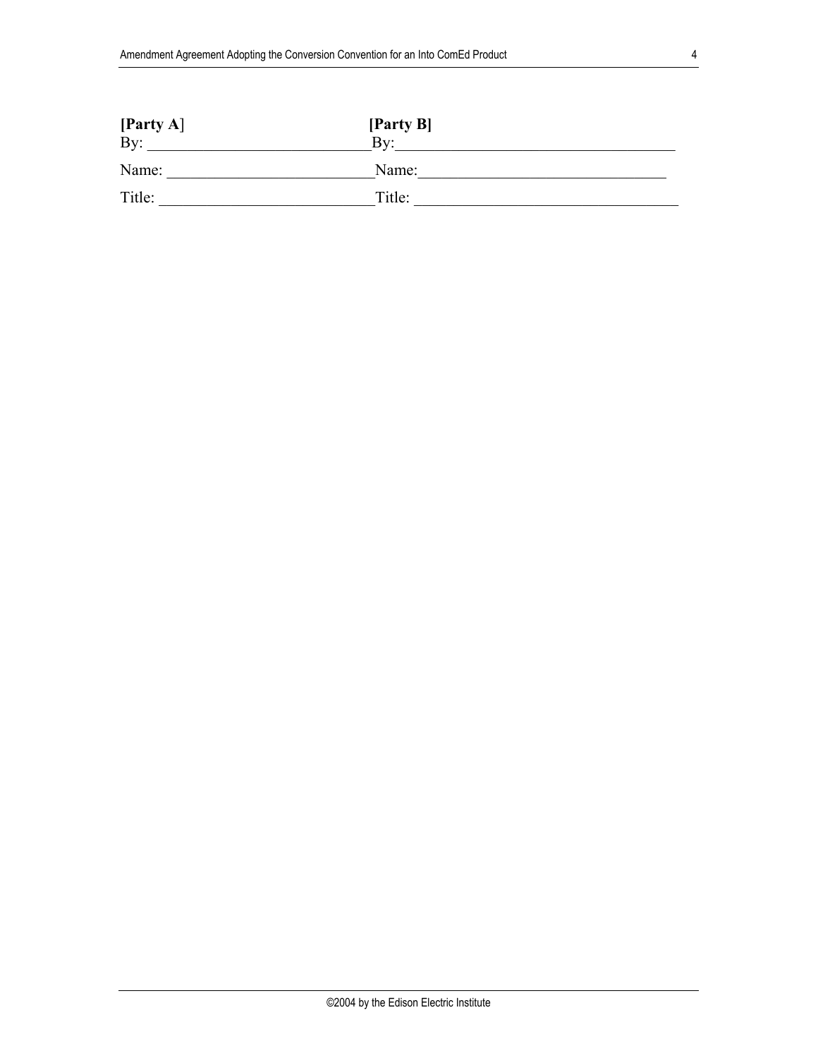| **[Party A]** | **[Party B]** |
| --- | --- |
| By: ____________________________ | By: ___________________________________ |
| Name: __________________________ | Name: ______________________________ |
| Title: ___________________________ | Title: ________________________________ |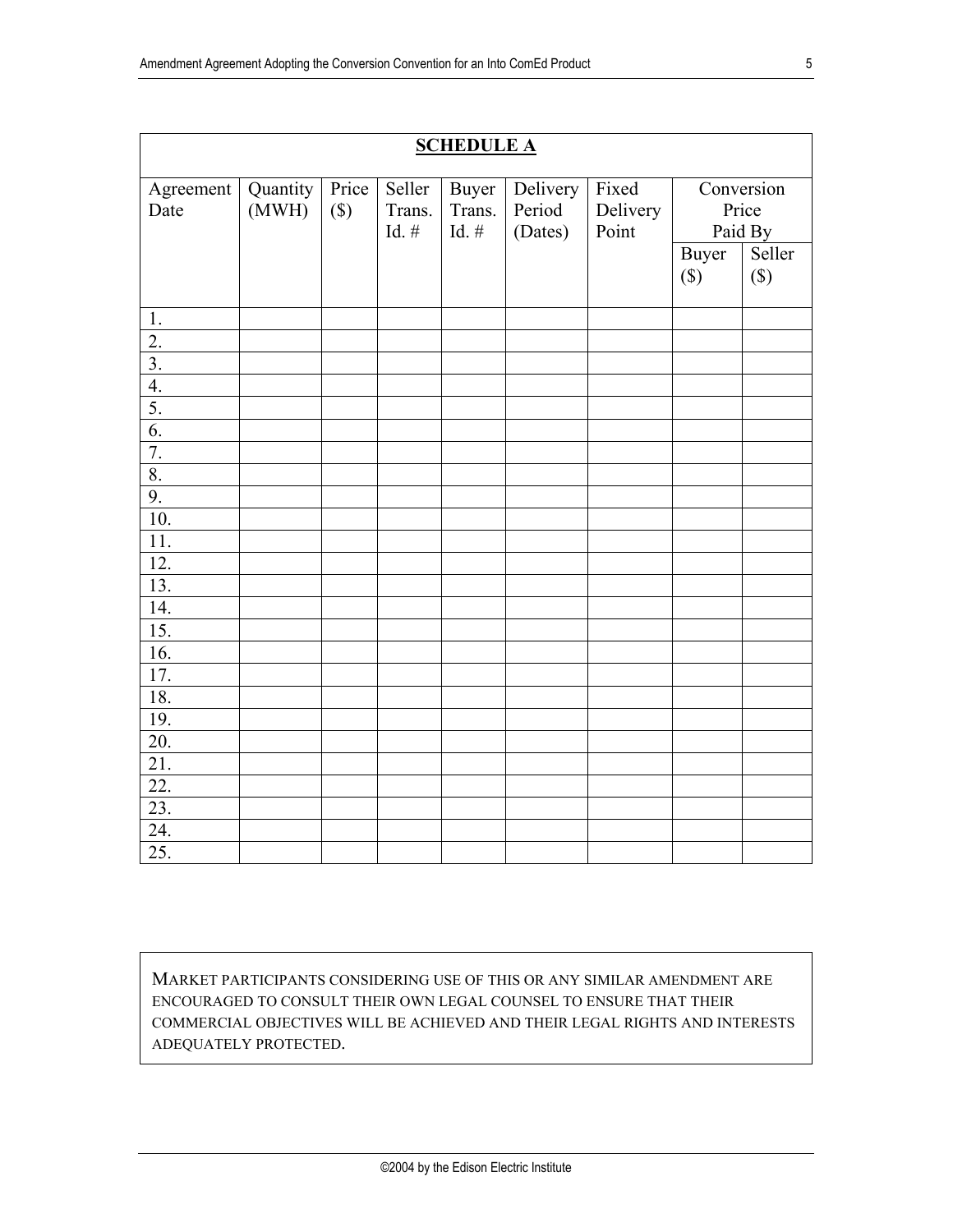**SCHEDULE A**

| Agreement Date | Quantity (MWH) | Price ($) | Seller Trans. Id. # | Buyer Trans. Id. # | Delivery Period (Dates) | Fixed Delivery Point | Conversion Price Paid By | |
|---|---|---|---|---|---|---|---|---|
| | | | | | | | Buyer ($) | Seller ($) |
| 1. | | | | | | | | |
| 2. | | | | | | | | |
| 3. | | | | | | | | |
| 4. | | | | | | | | |
| 5. | | | | | | | | |
| 6. | | | | | | | | |
| 7. | | | | | | | | |
| 8. | | | | | | | | |
| 9. | | | | | | | | |
| 10. | | | | | | | | |
| 11. | | | | | | | | |
| 12. | | | | | | | | |
| 13. | | | | | | | | |
| 14. | | | | | | | | |
| 15. | | | | | | | | |
| 16. | | | | | | | | |
| 17. | | | | | | | | |
| 18. | | | | | | | | |
| 19. | | | | | | | | |
| 20. | | | | | | | | |
| 21. | | | | | | | | |
| 22. | | | | | | | | |
| 23. | | | | | | | | |
| 24. | | | | | | | | |
| 25. | | | | | | | | |

MARKET PARTICIPANTS CONSIDERING USE OF THIS OR ANY SIMILAR AMENDMENT ARE ENCOURAGED TO CONSULT THEIR OWN LEGAL COUNSEL TO ENSURE THAT THEIR COMMERCIAL OBJECTIVES WILL BE ACHIEVED AND THEIR LEGAL RIGHTS AND INTERESTS ADEQUATELY PROTECTED.